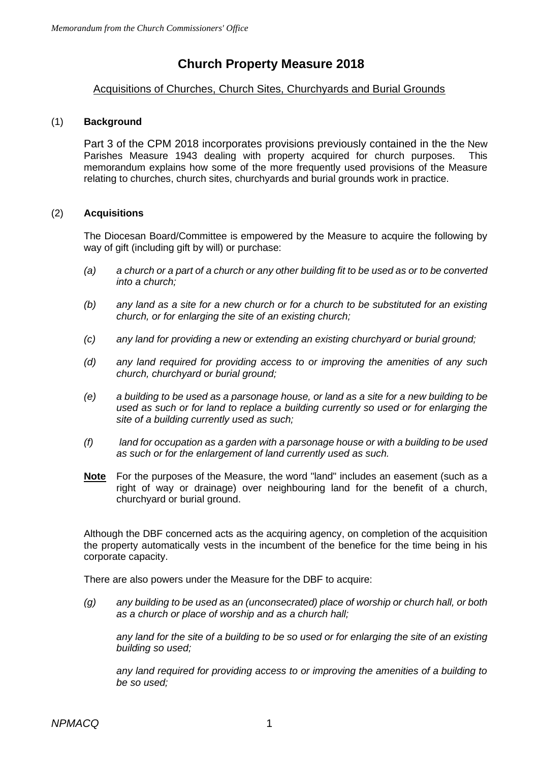*Memorandum from the Church Commissioners' Office*

# Church Property Measure 2018

## Acquisitions of Churches, Church Sites, Churchyards and Burial Grounds

### (1) Background

Part 3 of the CPM 2018 incorporates provisions previously contained in the the New Parishes Measure 1943 dealing with property acquired for church purposes. This memorandum explains how some of the more frequently used provisions of the Measure relating to churches, church sites, churchyards and burial grounds work in practice.

### (2) Acquisitions

The Diocesan Board/Committee is empowered by the Measure to acquire the following by way of gift (including gift by will) or purchase:

*(a) a church or a part of a church or any other building fit to be used as or to be converted into a church;*

*(b) any land as a site for a new church or for a church to be substituted for an existing church, or for enlarging the site of an existing church;*

*(c) any land for providing a new or extending an existing churchyard or burial ground;*

*(d) any land required for providing access to or improving the amenities of any such church, churchyard or burial ground;*

*(e) a building to be used as a parsonage house, or land as a site for a new building to be used as such or for land to replace a building currently so used or for enlarging the site of a building currently used as such;*

*(f) land for occupation as a garden with a parsonage house or with a building to be used as such or for the enlargement of land currently used as such.*

**Note** For the purposes of the Measure, the word "land" includes an easement (such as a right of way or drainage) over neighbouring land for the benefit of a church, churchyard or burial ground.

Although the DBF concerned acts as the acquiring agency, on completion of the acquisition the property automatically vests in the incumbent of the benefice for the time being in his corporate capacity.

There are also powers under the Measure for the DBF to acquire:

*(g) any building to be used as an (unconsecrated) place of worship or church hall, or both as a church or place of worship and as a church hall;*

*any land for the site of a building to be so used or for enlarging the site of an existing building so used;*

*any land required for providing access to or improving the amenities of a building to be so used;*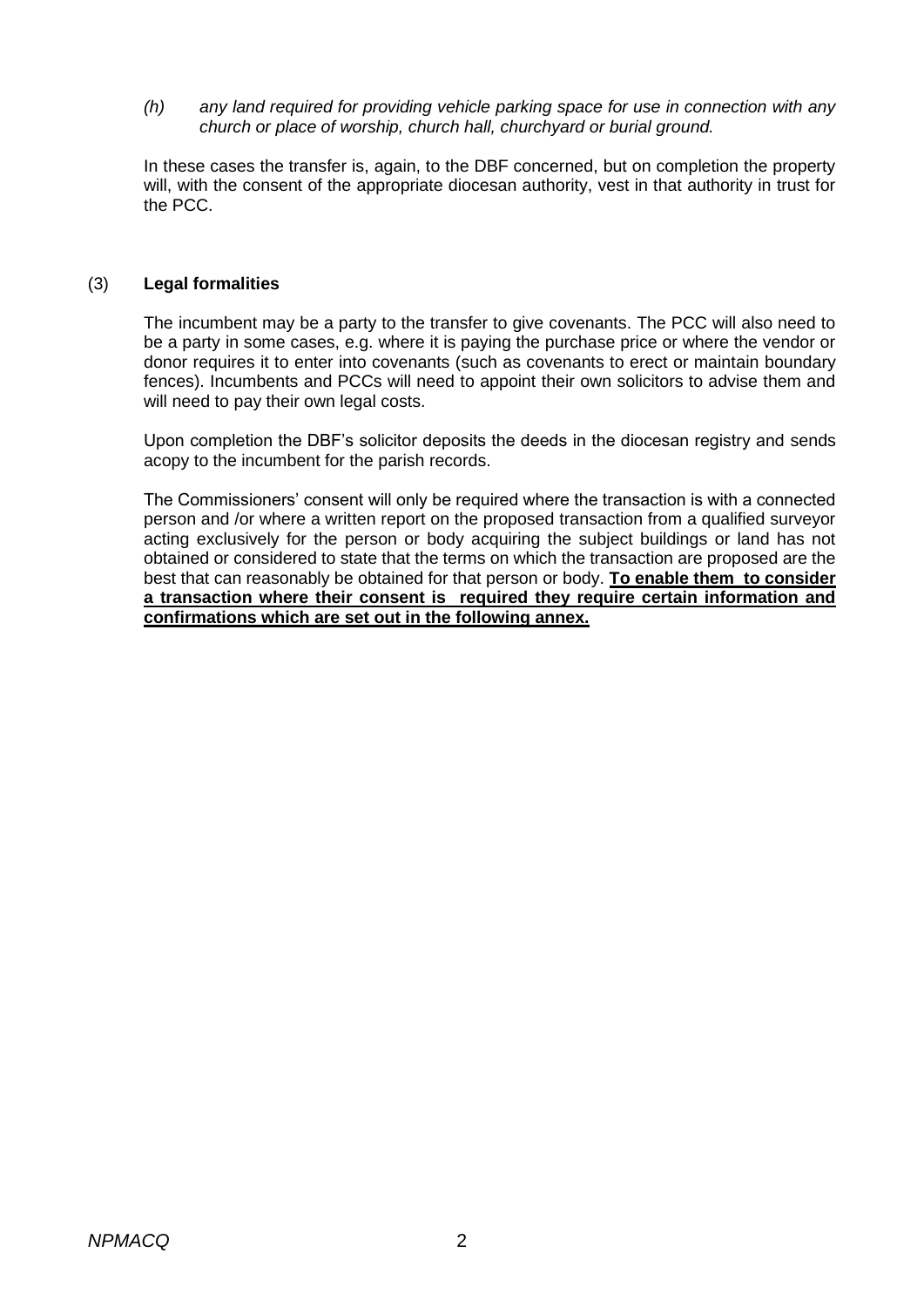*(h) any land required for providing vehicle parking space for use in connection with any church or place of worship, church hall, churchyard or burial ground.*

In these cases the transfer is, again, to the DBF concerned, but on completion the property will, with the consent of the appropriate diocesan authority, vest in that authority in trust for the PCC.

### (3) **Legal formalities**

The incumbent may be a party to the transfer to give covenants. The PCC will also need to be a party in some cases, e.g. where it is paying the purchase price or where the vendor or donor requires it to enter into covenants (such as covenants to erect or maintain boundary fences). Incumbents and PCCs will need to appoint their own solicitors to advise them and will need to pay their own legal costs.

Upon completion the DBF's solicitor deposits the deeds in the diocesan registry and sends acopy to the incumbent for the parish records.

The Commissioners' consent will only be required where the transaction is with a connected person and /or where a written report on the proposed transaction from a qualified surveyor acting exclusively for the person or body acquiring the subject buildings or land has not obtained or considered to state that the terms on which the transaction are proposed are the best that can reasonably be obtained for that person or body. **To enable them to consider a transaction where their consent is required they require certain information and confirmations which are set out in the following annex.**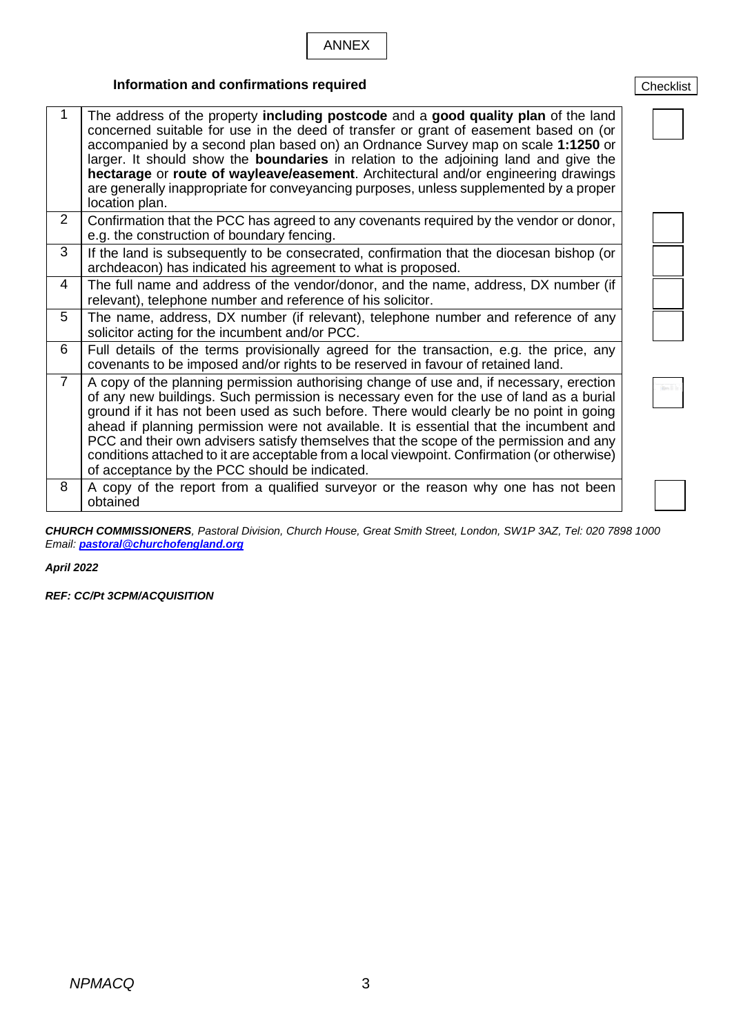ANNEX

**Information and confirmations required**

| | | Checklist |
|---|---|---|
| 1 | The address of the property **including postcode** and a **good quality plan** of the land concerned suitable for use in the deed of transfer or grant of easement based on (or accompanied by a second plan based on) an Ordnance Survey map on scale **1:1250** or larger. It should show the **boundaries** in relation to the adjoining land and give the **hectarage** or **route of wayleave/easement**. Architectural and/or engineering drawings are generally inappropriate for conveyancing purposes, unless supplemented by a proper location plan. | ☐ |
| 2 | Confirmation that the PCC has agreed to any covenants required by the vendor or donor, e.g. the construction of boundary fencing. | ☐ |
| 3 | If the land is subsequently to be consecrated, confirmation that the diocesan bishop (or archdeacon) has indicated his agreement to what is proposed. | ☐ |
| 4 | The full name and address of the vendor/donor, and the name, address, DX number (if relevant), telephone number and reference of his solicitor. | ☐ |
| 5 | The name, address, DX number (if relevant), telephone number and reference of any solicitor acting for the incumbent and/or PCC. | ☐ |
| 6 | Full details of the terms provisionally agreed for the transaction, e.g. the price, any covenants to be imposed and/or rights to be reserved in favour of retained land. | |
| 7 | A copy of the planning permission authorising change of use and, if necessary, erection of any new buildings. Such permission is necessary even for the use of land as a burial ground if it has not been used as such before. There would clearly be no point in going ahead if planning permission were not available. It is essential that the incumbent and PCC and their own advisers satisfy themselves that the scope of the permission and any conditions attached to it are acceptable from a local viewpoint. Confirmation (or otherwise) of acceptance by the PCC should be indicated. | ☐ |
| 8 | A copy of the report from a qualified surveyor or the reason why one has not been obtained | ☐ |

***CHURCH COMMISSIONERS**, Pastoral Division, Church House, Great Smith Street, London, SW1P 3AZ, Tel: 020 7898 1000*
*Email: **pastoral@churchofengland.org***

***April 2022***

***REF: CC/Pt 3CPM/ACQUISITION***